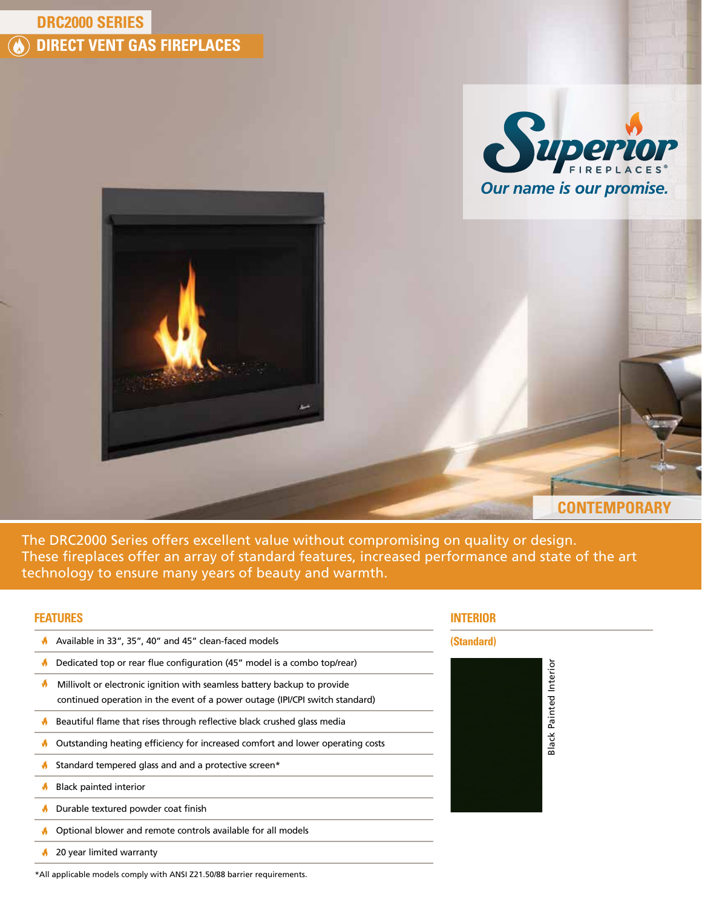DRC2000 SERIES

# DIRECT VENT GAS FIREPLACES

Superior FIREPLACES®

*Our name is our promise.*

CONTEMPORARY

The DRC2000 Series offers excellent value without compromising on quality or design. These fireplaces offer an array of standard features, increased performance and state of the art technology to ensure many years of beauty and warmth.

## FEATURES

- Available in 33", 35", 40" and 45" clean-faced models
- Dedicated top or rear flue configuration (45" model is a combo top/rear)
- Millivolt or electronic ignition with seamless battery backup to provide continued operation in the event of a power outage (IPI/CPI switch standard)
- Beautiful flame that rises through reflective black crushed glass media
- Outstanding heating efficiency for increased comfort and lower operating costs
- Standard tempered glass and and a protective screen*
- Black painted interior
- Durable textured powder coat finish
- Optional blower and remote controls available for all models
- 20 year limited warranty

*All applicable models comply with ANSI Z21.50/88 barrier requirements.

## INTERIOR

**(Standard)**

Black Painted Interior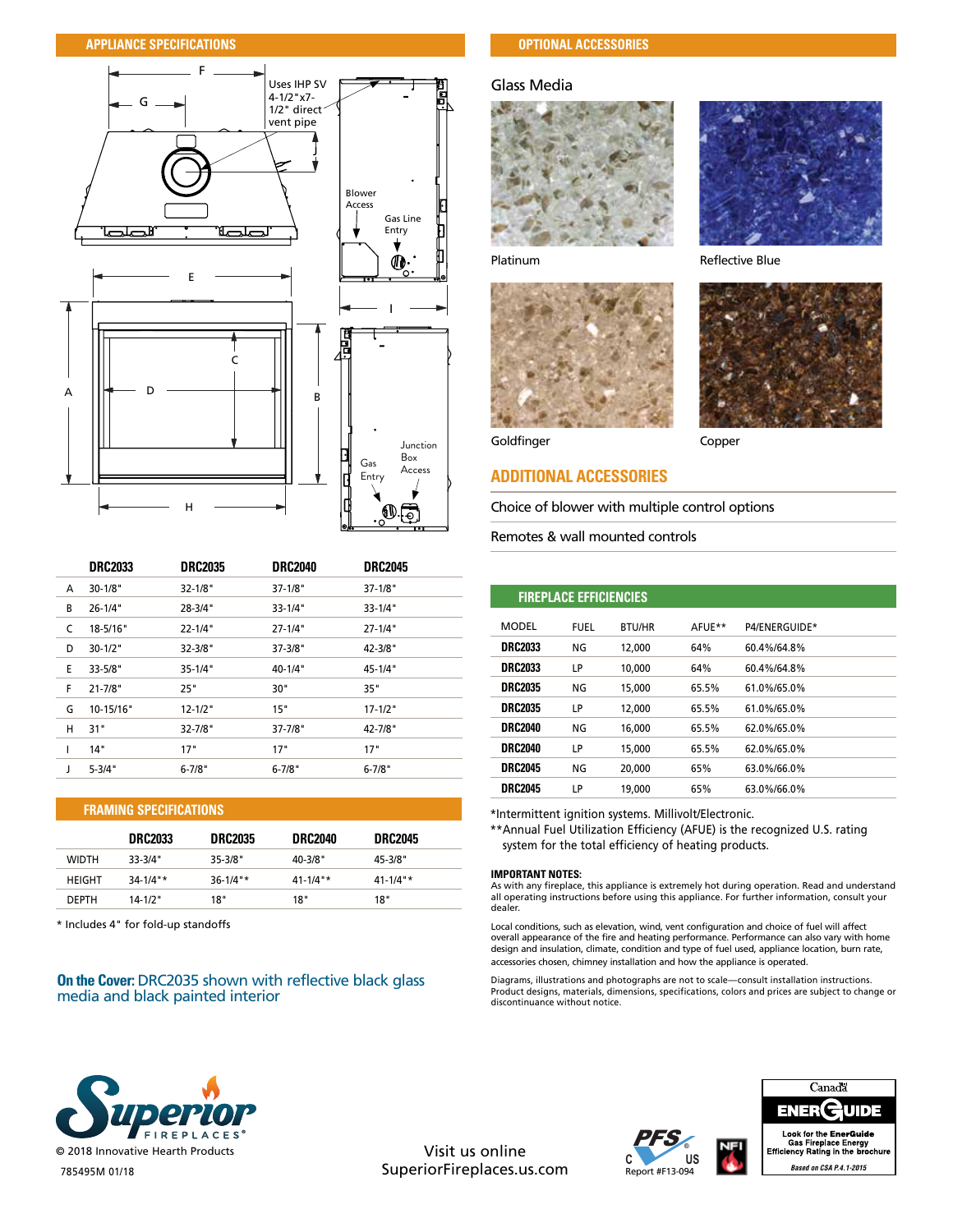## APPLIANCE SPECIFICATIONS

Uses IHP SV 4-1/2"x7-1/2" direct vent pipe

Blower Access

Gas Line Entry

Gas Entry

Junction Box Access

| | DRC2033 | DRC2035 | DRC2040 | DRC2045 |
|---|---|---|---|---|
| A | 30-1/8" | 32-1/8" | 37-1/8" | 37-1/8" |
| B | 26-1/4" | 28-3/4" | 33-1/4" | 33-1/4" |
| C | 18-5/16" | 22-1/4" | 27-1/4" | 27-1/4" |
| D | 30-1/2" | 32-3/8" | 37-3/8" | 42-3/8" |
| E | 33-5/8" | 35-1/4" | 40-1/4" | 45-1/4" |
| F | 21-7/8" | 25" | 30" | 35" |
| G | 10-15/16" | 12-1/2" | 15" | 17-1/2" |
| H | 31" | 32-7/8" | 37-7/8" | 42-7/8" |
| I | 14" | 17" | 17" | 17" |
| J | 5-3/4" | 6-7/8" | 6-7/8" | 6-7/8" |

## FRAMING SPECIFICATIONS

| | DRC2033 | DRC2035 | DRC2040 | DRC2045 |
|---|---|---|---|---|
| WIDTH | 33-3/4" | 35-3/8" | 40-3/8" | 45-3/8" |
| HEIGHT | 34-1/4"* | 36-1/4"* | 41-1/4"* | 41-1/4"* |
| DEPTH | 14-1/2" | 18" | 18" | 18" |

* Includes 4" for fold-up standoffs

**On the Cover:** DRC2035 shown with reflective black glass media and black painted interior

## OPTIONAL ACCESSORIES

### Glass Media

Platinum

Reflective Blue

Goldfinger

Copper

## ADDITIONAL ACCESSORIES

Choice of blower with multiple control options

Remotes & wall mounted controls

## FIREPLACE EFFICIENCIES

| MODEL | FUEL | BTU/HR | AFUE** | P4/ENERGUIDE* |
|---|---|---|---|---|
| DRC2033 | NG | 12,000 | 64% | 60.4%/64.8% |
| DRC2033 | LP | 10,000 | 64% | 60.4%/64.8% |
| DRC2035 | NG | 15,000 | 65.5% | 61.0%/65.0% |
| DRC2035 | LP | 12,000 | 65.5% | 61.0%/65.0% |
| DRC2040 | NG | 16,000 | 65.5% | 62.0%/65.0% |
| DRC2040 | LP | 15,000 | 65.5% | 62.0%/65.0% |
| DRC2045 | NG | 20,000 | 65% | 63.0%/66.0% |
| DRC2045 | LP | 19,000 | 65% | 63.0%/66.0% |

*Intermittent ignition systems. Millivolt/Electronic.

**Annual Fuel Utilization Efficiency (AFUE) is the recognized U.S. rating system for the total efficiency of heating products.

**IMPORTANT NOTES:**
As with any fireplace, this appliance is extremely hot during operation. Read and understand all operating instructions before using this appliance. For further information, consult your dealer.

Local conditions, such as elevation, wind, vent configuration and choice of fuel will affect overall appearance of the fire and heating performance. Performance can also vary with home design and insulation, climate, condition and type of fuel used, appliance location, burn rate, accessories chosen, chimney installation and how the appliance is operated.

Diagrams, illustrations and photographs are not to scale—consult installation instructions. Product designs, materials, dimensions, specifications, colors and prices are subject to change or discontinuance without notice.

Superior FIREPLACES®

© 2018 Innovative Hearth Products

785495M 01/18

Visit us online
SuperiorFireplaces.us.com

PFS® C US Report #F13-094

NFI

Canada ENERGUIDE
Look for the EnerGuide Gas Fireplace Energy Efficiency Rating in the brochure
Based on CSA P.4.1-2015